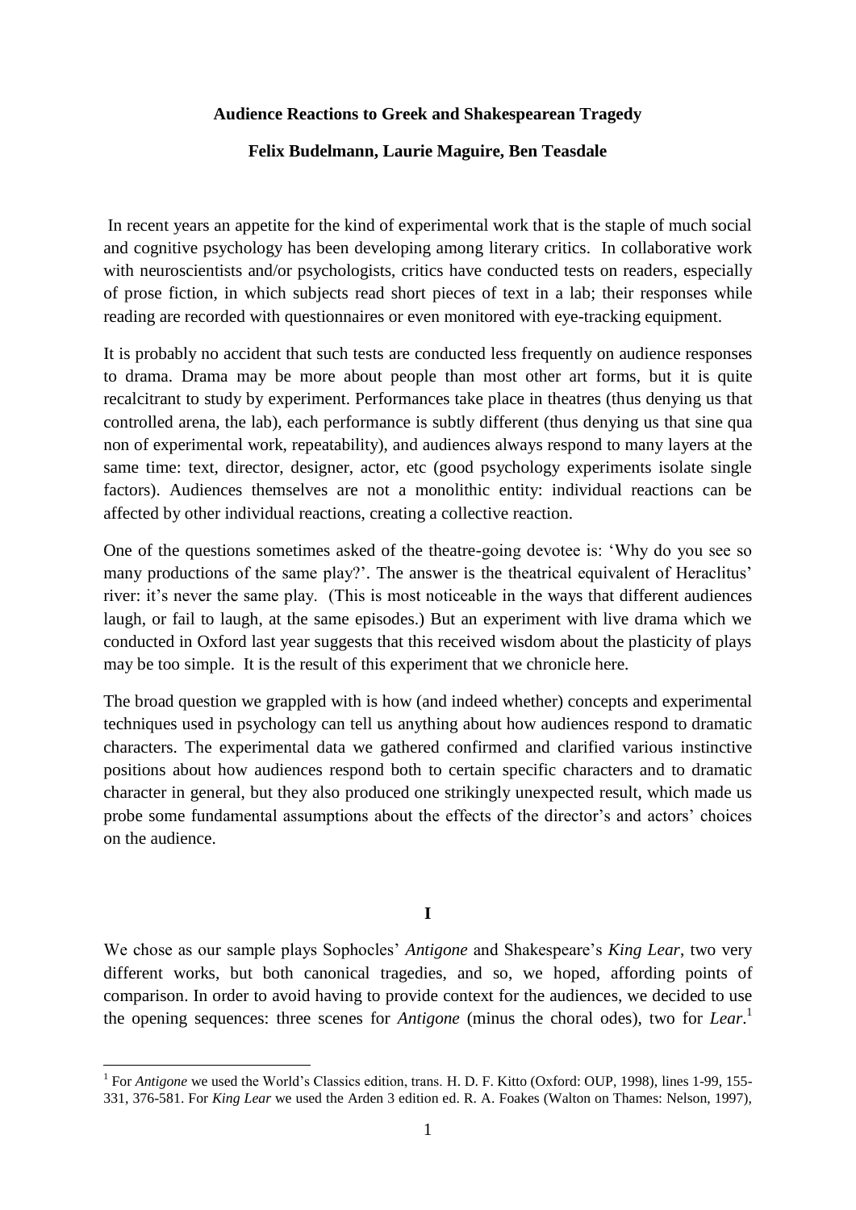**Audience Reactions to Greek and Shakespearean Tragedy**

**Felix Budelmann, Laurie Maguire, Ben Teasdale**

In recent years an appetite for the kind of experimental work that is the staple of much social and cognitive psychology has been developing among literary critics. In collaborative work with neuroscientists and/or psychologists, critics have conducted tests on readers, especially of prose fiction, in which subjects read short pieces of text in a lab; their responses while reading are recorded with questionnaires or even monitored with eye-tracking equipment.

It is probably no accident that such tests are conducted less frequently on audience responses to drama. Drama may be more about people than most other art forms, but it is quite recalcitrant to study by experiment. Performances take place in theatres (thus denying us that controlled arena, the lab), each performance is subtly different (thus denying us that sine qua non of experimental work, repeatability), and audiences always respond to many layers at the same time: text, director, designer, actor, etc (good psychology experiments isolate single factors). Audiences themselves are not a monolithic entity: individual reactions can be affected by other individual reactions, creating a collective reaction.

One of the questions sometimes asked of the theatre-going devotee is: 'Why do you see so many productions of the same play?'. The answer is the theatrical equivalent of Heraclitus' river: it's never the same play. (This is most noticeable in the ways that different audiences laugh, or fail to laugh, at the same episodes.) But an experiment with live drama which we conducted in Oxford last year suggests that this received wisdom about the plasticity of plays may be too simple. It is the result of this experiment that we chronicle here.

The broad question we grappled with is how (and indeed whether) concepts and experimental techniques used in psychology can tell us anything about how audiences respond to dramatic characters. The experimental data we gathered confirmed and clarified various instinctive positions about how audiences respond both to certain specific characters and to dramatic character in general, but they also produced one strikingly unexpected result, which made us probe some fundamental assumptions about the effects of the director's and actors' choices on the audience.

## I

We chose as our sample plays Sophocles' *Antigone* and Shakespeare's *King Lear*, two very different works, but both canonical tragedies, and so, we hoped, affording points of comparison. In order to avoid having to provide context for the audiences, we decided to use the opening sequences: three scenes for *Antigone* (minus the choral odes), two for *Lear*.[1]

[1] For *Antigone* we used the World's Classics edition, trans. H. D. F. Kitto (Oxford: OUP, 1998), lines 1-99, 155-331, 376-581. For *King Lear* we used the Arden 3 edition ed. R. A. Foakes (Walton on Thames: Nelson, 1997),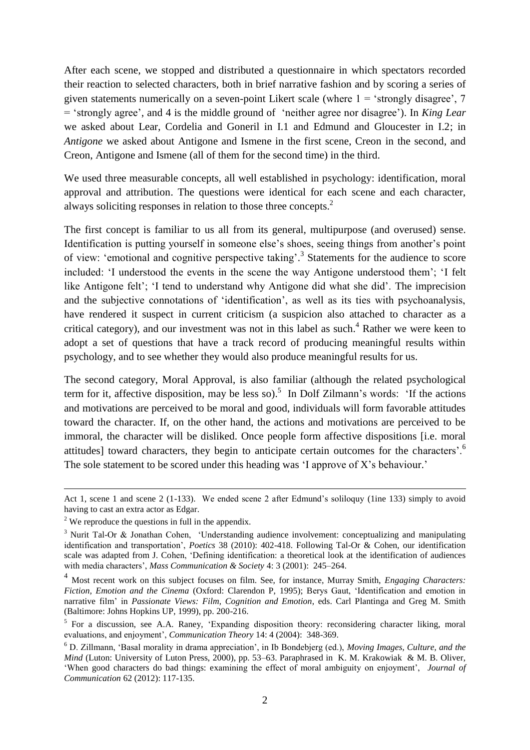After each scene, we stopped and distributed a questionnaire in which spectators recorded their reaction to selected characters, both in brief narrative fashion and by scoring a series of given statements numerically on a seven-point Likert scale (where 1 = 'strongly disagree', 7 = 'strongly agree', and 4 is the middle ground of 'neither agree nor disagree'). In *King Lear* we asked about Lear, Cordelia and Goneril in I.1 and Edmund and Gloucester in I.2; in *Antigone* we asked about Antigone and Ismene in the first scene, Creon in the second, and Creon, Antigone and Ismene (all of them for the second time) in the third.

We used three measurable concepts, all well established in psychology: identification, moral approval and attribution. The questions were identical for each scene and each character, always soliciting responses in relation to those three concepts.[2]

The first concept is familiar to us all from its general, multipurpose (and overused) sense. Identification is putting yourself in someone else's shoes, seeing things from another's point of view: 'emotional and cognitive perspective taking'.[3] Statements for the audience to score included: 'I understood the events in the scene the way Antigone understood them'; 'I felt like Antigone felt'; 'I tend to understand why Antigone did what she did'. The imprecision and the subjective connotations of 'identification', as well as its ties with psychoanalysis, have rendered it suspect in current criticism (a suspicion also attached to character as a critical category), and our investment was not in this label as such.[4] Rather we were keen to adopt a set of questions that have a track record of producing meaningful results within psychology, and to see whether they would also produce meaningful results for us.

The second category, Moral Approval, is also familiar (although the related psychological term for it, affective disposition, may be less so).[5] In Dolf Zilmann's words: 'If the actions and motivations are perceived to be moral and good, individuals will form favorable attitudes toward the character. If, on the other hand, the actions and motivations are perceived to be immoral, the character will be disliked. Once people form affective dispositions [i.e. moral attitudes] toward characters, they begin to anticipate certain outcomes for the characters'.[6] The sole statement to be scored under this heading was 'I approve of X's behaviour.'

---

Act 1, scene 1 and scene 2 (1-133). We ended scene 2 after Edmund's soliloquy (1ine 133) simply to avoid having to cast an extra actor as Edgar.

[2] We reproduce the questions in full in the appendix.

[3] Nurit Tal-Or & Jonathan Cohen, 'Understanding audience involvement: conceptualizing and manipulating identification and transportation', *Poetics* 38 (2010): 402-418. Following Tal-Or & Cohen, our identification scale was adapted from J. Cohen, 'Defining identification: a theoretical look at the identification of audiences with media characters', *Mass Communication & Society* 4: 3 (2001): 245–264.

[4] Most recent work on this subject focuses on film. See, for instance, Murray Smith, *Engaging Characters: Fiction, Emotion and the Cinema* (Oxford: Clarendon P, 1995); Berys Gaut, 'Identification and emotion in narrative film' in *Passionate Views: Film, Cognition and Emotion*, eds. Carl Plantinga and Greg M. Smith (Baltimore: Johns Hopkins UP, 1999), pp. 200-216.

[5] For a discussion, see A.A. Raney, 'Expanding disposition theory: reconsidering character liking, moral evaluations, and enjoyment', *Communication Theory* 14: 4 (2004): 348-369.

[6] D. Zillmann, 'Basal morality in drama appreciation', in Ib Bondebjerg (ed.), *Moving Images, Culture, and the Mind* (Luton: University of Luton Press, 2000), pp. 53–63. Paraphrased in K. M. Krakowiak & M. B. Oliver, 'When good characters do bad things: examining the effect of moral ambiguity on enjoyment', *Journal of Communication* 62 (2012): 117-135.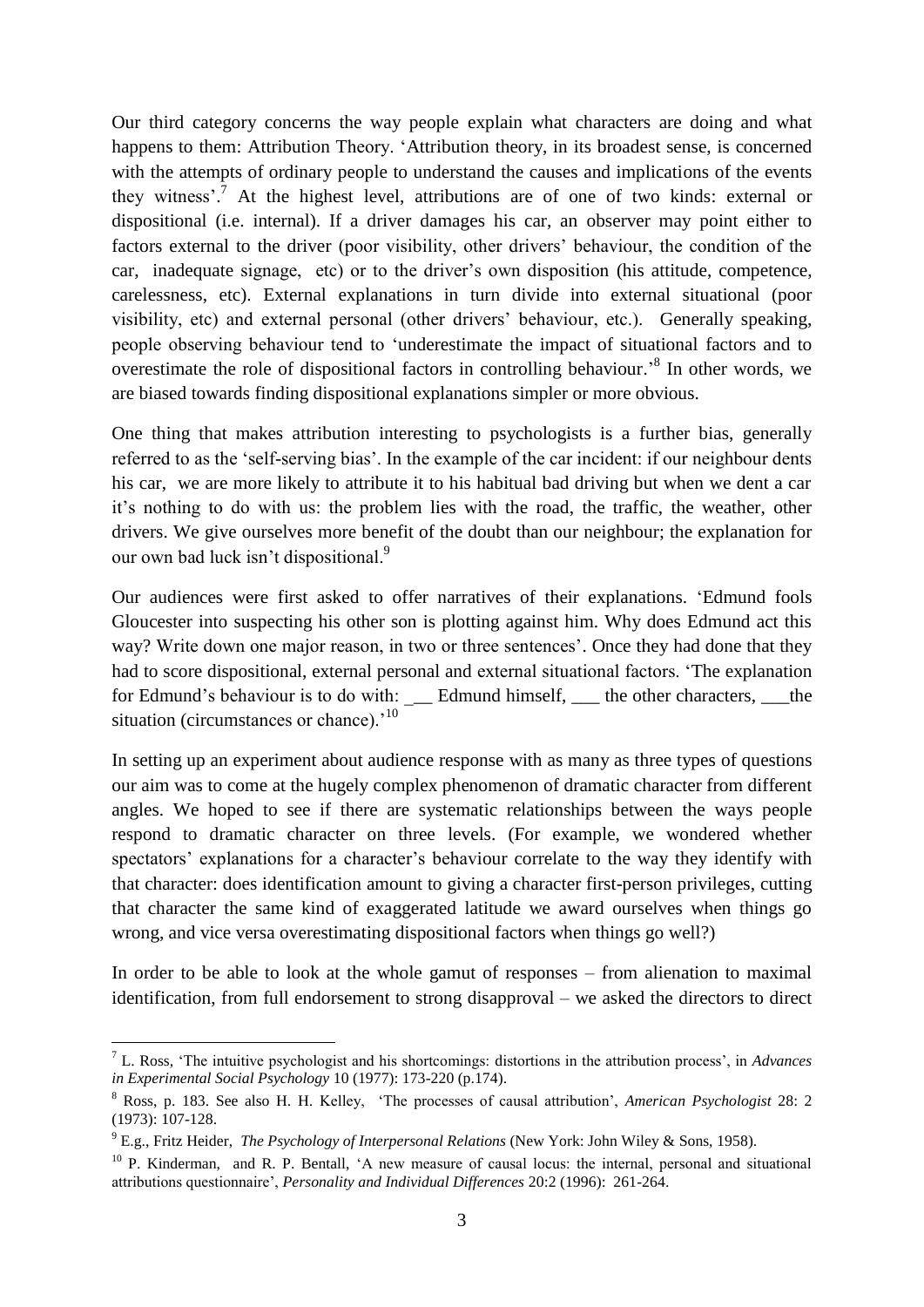Our third category concerns the way people explain what characters are doing and what happens to them: Attribution Theory. 'Attribution theory, in its broadest sense, is concerned with the attempts of ordinary people to understand the causes and implications of the events they witness'.[7] At the highest level, attributions are of one of two kinds: external or dispositional (i.e. internal). If a driver damages his car, an observer may point either to factors external to the driver (poor visibility, other drivers' behaviour, the condition of the car, inadequate signage, etc) or to the driver's own disposition (his attitude, competence, carelessness, etc). External explanations in turn divide into external situational (poor visibility, etc) and external personal (other drivers' behaviour, etc.). Generally speaking, people observing behaviour tend to 'underestimate the impact of situational factors and to overestimate the role of dispositional factors in controlling behaviour.'[8] In other words, we are biased towards finding dispositional explanations simpler or more obvious.

One thing that makes attribution interesting to psychologists is a further bias, generally referred to as the 'self-serving bias'. In the example of the car incident: if our neighbour dents his car, we are more likely to attribute it to his habitual bad driving but when we dent a car it's nothing to do with us: the problem lies with the road, the traffic, the weather, other drivers. We give ourselves more benefit of the doubt than our neighbour; the explanation for our own bad luck isn't dispositional.[9]

Our audiences were first asked to offer narratives of their explanations. 'Edmund fools Gloucester into suspecting his other son is plotting against him. Why does Edmund act this way? Write down one major reason, in two or three sentences'. Once they had done that they had to score dispositional, external personal and external situational factors. 'The explanation for Edmund's behaviour is to do with: ___ Edmund himself, ___ the other characters, ___the situation (circumstances or chance).'[10]

In setting up an experiment about audience response with as many as three types of questions our aim was to come at the hugely complex phenomenon of dramatic character from different angles. We hoped to see if there are systematic relationships between the ways people respond to dramatic character on three levels. (For example, we wondered whether spectators' explanations for a character's behaviour correlate to the way they identify with that character: does identification amount to giving a character first-person privileges, cutting that character the same kind of exaggerated latitude we award ourselves when things go wrong, and vice versa overestimating dispositional factors when things go well?)

In order to be able to look at the whole gamut of responses – from alienation to maximal identification, from full endorsement to strong disapproval – we asked the directors to direct

---

[7] L. Ross, 'The intuitive psychologist and his shortcomings: distortions in the attribution process', in *Advances in Experimental Social Psychology* 10 (1977): 173-220 (p.174).

[8] Ross, p. 183. See also H. H. Kelley, 'The processes of causal attribution', *American Psychologist* 28: 2 (1973): 107-128.

[9] E.g., Fritz Heider, *The Psychology of Interpersonal Relations* (New York: John Wiley & Sons, 1958).

[10] P. Kinderman, and R. P. Bentall, 'A new measure of causal locus: the internal, personal and situational attributions questionnaire', *Personality and Individual Differences* 20:2 (1996): 261-264.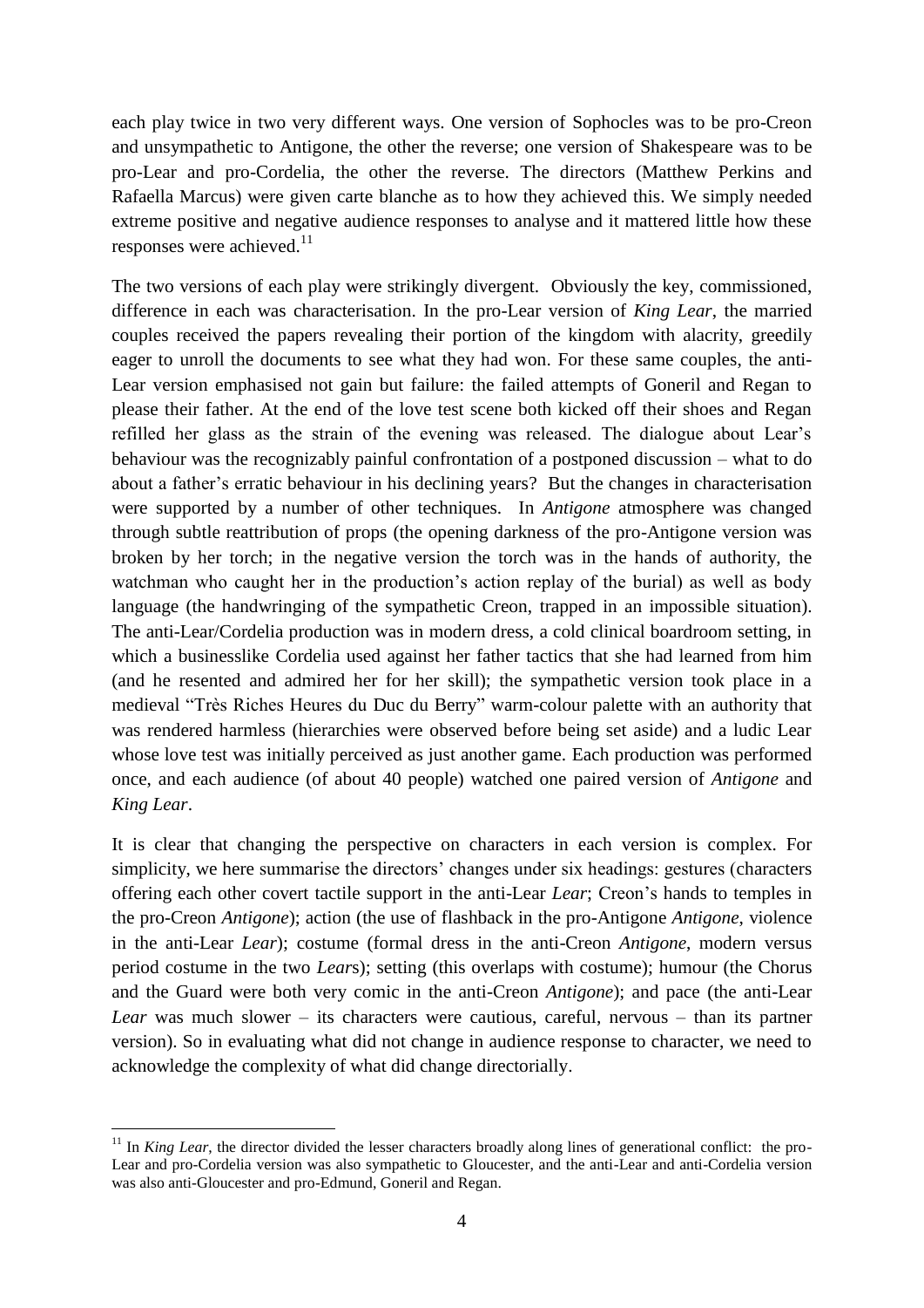each play twice in two very different ways. One version of Sophocles was to be pro-Creon and unsympathetic to Antigone, the other the reverse; one version of Shakespeare was to be pro-Lear and pro-Cordelia, the other the reverse. The directors (Matthew Perkins and Rafaella Marcus) were given carte blanche as to how they achieved this. We simply needed extreme positive and negative audience responses to analyse and it mattered little how these responses were achieved.[11]

The two versions of each play were strikingly divergent. Obviously the key, commissioned, difference in each was characterisation. In the pro-Lear version of *King Lear*, the married couples received the papers revealing their portion of the kingdom with alacrity, greedily eager to unroll the documents to see what they had won. For these same couples, the anti-Lear version emphasised not gain but failure: the failed attempts of Goneril and Regan to please their father. At the end of the love test scene both kicked off their shoes and Regan refilled her glass as the strain of the evening was released. The dialogue about Lear's behaviour was the recognizably painful confrontation of a postponed discussion – what to do about a father's erratic behaviour in his declining years? But the changes in characterisation were supported by a number of other techniques. In *Antigone* atmosphere was changed through subtle reattribution of props (the opening darkness of the pro-Antigone version was broken by her torch; in the negative version the torch was in the hands of authority, the watchman who caught her in the production's action replay of the burial) as well as body language (the handwringing of the sympathetic Creon, trapped in an impossible situation). The anti-Lear/Cordelia production was in modern dress, a cold clinical boardroom setting, in which a businesslike Cordelia used against her father tactics that she had learned from him (and he resented and admired her for her skill); the sympathetic version took place in a medieval "Très Riches Heures du Duc du Berry" warm-colour palette with an authority that was rendered harmless (hierarchies were observed before being set aside) and a ludic Lear whose love test was initially perceived as just another game. Each production was performed once, and each audience (of about 40 people) watched one paired version of *Antigone* and *King Lear*.

It is clear that changing the perspective on characters in each version is complex. For simplicity, we here summarise the directors' changes under six headings: gestures (characters offering each other covert tactile support in the anti-Lear *Lear*; Creon's hands to temples in the pro-Creon *Antigone*); action (the use of flashback in the pro-Antigone *Antigone*, violence in the anti-Lear *Lear*); costume (formal dress in the anti-Creon *Antigone*, modern versus period costume in the two *Lear*s); setting (this overlaps with costume); humour (the Chorus and the Guard were both very comic in the anti-Creon *Antigone*); and pace (the anti-Lear *Lear* was much slower – its characters were cautious, careful, nervous – than its partner version). So in evaluating what did not change in audience response to character, we need to acknowledge the complexity of what did change directorially.

[11] In *King Lear*, the director divided the lesser characters broadly along lines of generational conflict: the pro-Lear and pro-Cordelia version was also sympathetic to Gloucester, and the anti-Lear and anti-Cordelia version was also anti-Gloucester and pro-Edmund, Goneril and Regan.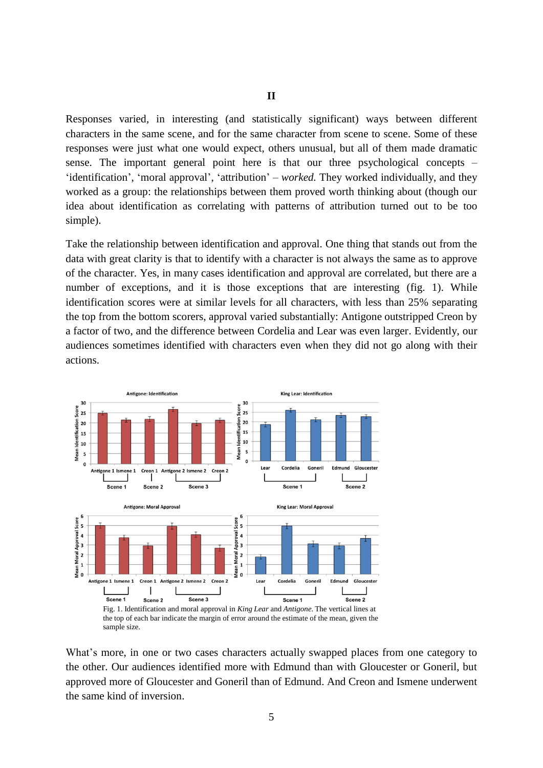## II

Responses varied, in interesting (and statistically significant) ways between different characters in the same scene, and for the same character from scene to scene. Some of these responses were just what one would expect, others unusual, but all of them made dramatic sense. The important general point here is that our three psychological concepts – 'identification', 'moral approval', 'attribution' – *worked.* They worked individually, and they worked as a group: the relationships between them proved worth thinking about (though our idea about identification as correlating with patterns of attribution turned out to be too simple).

Take the relationship between identification and approval. One thing that stands out from the data with great clarity is that to identify with a character is not always the same as to approve of the character. Yes, in many cases identification and approval are correlated, but there are a number of exceptions, and it is those exceptions that are interesting (fig. 1). While identification scores were at similar levels for all characters, with less than 25% separating the top from the bottom scorers, approval varied substantially: Antigone outstripped Creon by a factor of two, and the difference between Cordelia and Lear was even larger. Evidently, our audiences sometimes identified with characters even when they did not go along with their actions.

Fig. 1. Identification and moral approval in *King Lear* and *Antigone*. The vertical lines at the top of each bar indicate the margin of error around the estimate of the mean, given the sample size.

What's more, in one or two cases characters actually swapped places from one category to the other. Our audiences identified more with Edmund than with Gloucester or Goneril, but approved more of Gloucester and Goneril than of Edmund. And Creon and Ismene underwent the same kind of inversion.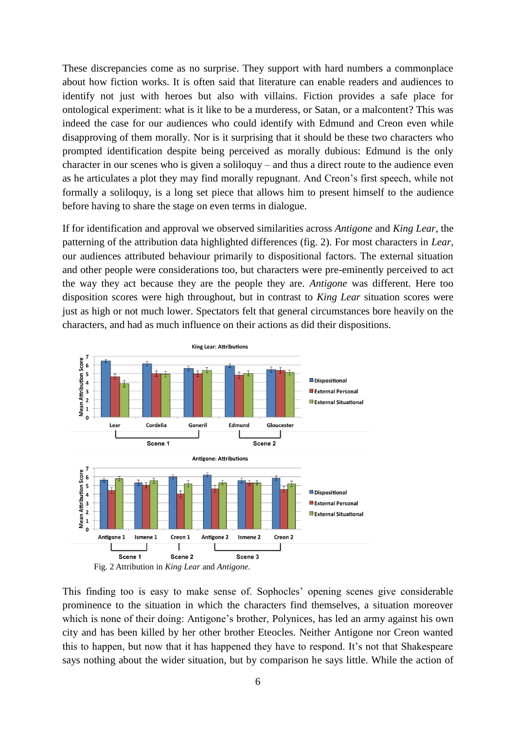These discrepancies come as no surprise. They support with hard numbers a commonplace about how fiction works. It is often said that literature can enable readers and audiences to identify not just with heroes but also with villains. Fiction provides a safe place for ontological experiment: what is it like to be a murderess, or Satan, or a malcontent? This was indeed the case for our audiences who could identify with Edmund and Creon even while disapproving of them morally. Nor is it surprising that it should be these two characters who prompted identification despite being perceived as morally dubious: Edmund is the only character in our scenes who is given a soliloquy – and thus a direct route to the audience even as he articulates a plot they may find morally repugnant. And Creon's first speech, while not formally a soliloquy, is a long set piece that allows him to present himself to the audience before having to share the stage on even terms in dialogue.

If for identification and approval we observed similarities across *Antigone* and *King Lear*, the patterning of the attribution data highlighted differences (fig. 2). For most characters in *Lear*, our audiences attributed behaviour primarily to dispositional factors. The external situation and other people were considerations too, but characters were pre-eminently perceived to act the way they act because they are the people they are. *Antigone* was different. Here too disposition scores were high throughout, but in contrast to *King Lear* situation scores were just as high or not much lower. Spectators felt that general circumstances bore heavily on the characters, and had as much influence on their actions as did their dispositions.

Fig. 2 Attribution in *King Lear* and *Antigone.*

This finding too is easy to make sense of. Sophocles' opening scenes give considerable prominence to the situation in which the characters find themselves, a situation moreover which is none of their doing: Antigone's brother, Polynices, has led an army against his own city and has been killed by her other brother Eteocles. Neither Antigone nor Creon wanted this to happen, but now that it has happened they have to respond. It's not that Shakespeare says nothing about the wider situation, but by comparison he says little. While the action of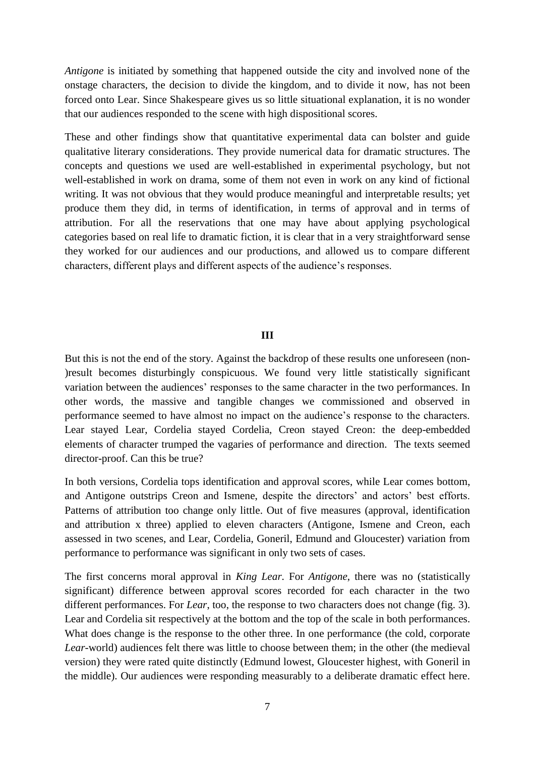*Antigone* is initiated by something that happened outside the city and involved none of the onstage characters, the decision to divide the kingdom, and to divide it now, has not been forced onto Lear. Since Shakespeare gives us so little situational explanation, it is no wonder that our audiences responded to the scene with high dispositional scores.

These and other findings show that quantitative experimental data can bolster and guide qualitative literary considerations. They provide numerical data for dramatic structures. The concepts and questions we used are well-established in experimental psychology, but not well-established in work on drama, some of them not even in work on any kind of fictional writing. It was not obvious that they would produce meaningful and interpretable results; yet produce them they did, in terms of identification, in terms of approval and in terms of attribution. For all the reservations that one may have about applying psychological categories based on real life to dramatic fiction, it is clear that in a very straightforward sense they worked for our audiences and our productions, and allowed us to compare different characters, different plays and different aspects of the audience's responses.

## III

But this is not the end of the story. Against the backdrop of these results one unforeseen (non-)result becomes disturbingly conspicuous. We found very little statistically significant variation between the audiences' responses to the same character in the two performances. In other words, the massive and tangible changes we commissioned and observed in performance seemed to have almost no impact on the audience's response to the characters. Lear stayed Lear, Cordelia stayed Cordelia, Creon stayed Creon: the deep-embedded elements of character trumped the vagaries of performance and direction. The texts seemed director-proof. Can this be true?

In both versions, Cordelia tops identification and approval scores, while Lear comes bottom, and Antigone outstrips Creon and Ismene, despite the directors' and actors' best efforts. Patterns of attribution too change only little. Out of five measures (approval, identification and attribution x three) applied to eleven characters (Antigone, Ismene and Creon, each assessed in two scenes, and Lear, Cordelia, Goneril, Edmund and Gloucester) variation from performance to performance was significant in only two sets of cases.

The first concerns moral approval in *King Lear*. For *Antigone*, there was no (statistically significant) difference between approval scores recorded for each character in the two different performances. For *Lear*, too, the response to two characters does not change (fig. 3). Lear and Cordelia sit respectively at the bottom and the top of the scale in both performances. What does change is the response to the other three. In one performance (the cold, corporate *Lear*-world) audiences felt there was little to choose between them; in the other (the medieval version) they were rated quite distinctly (Edmund lowest, Gloucester highest, with Goneril in the middle). Our audiences were responding measurably to a deliberate dramatic effect here.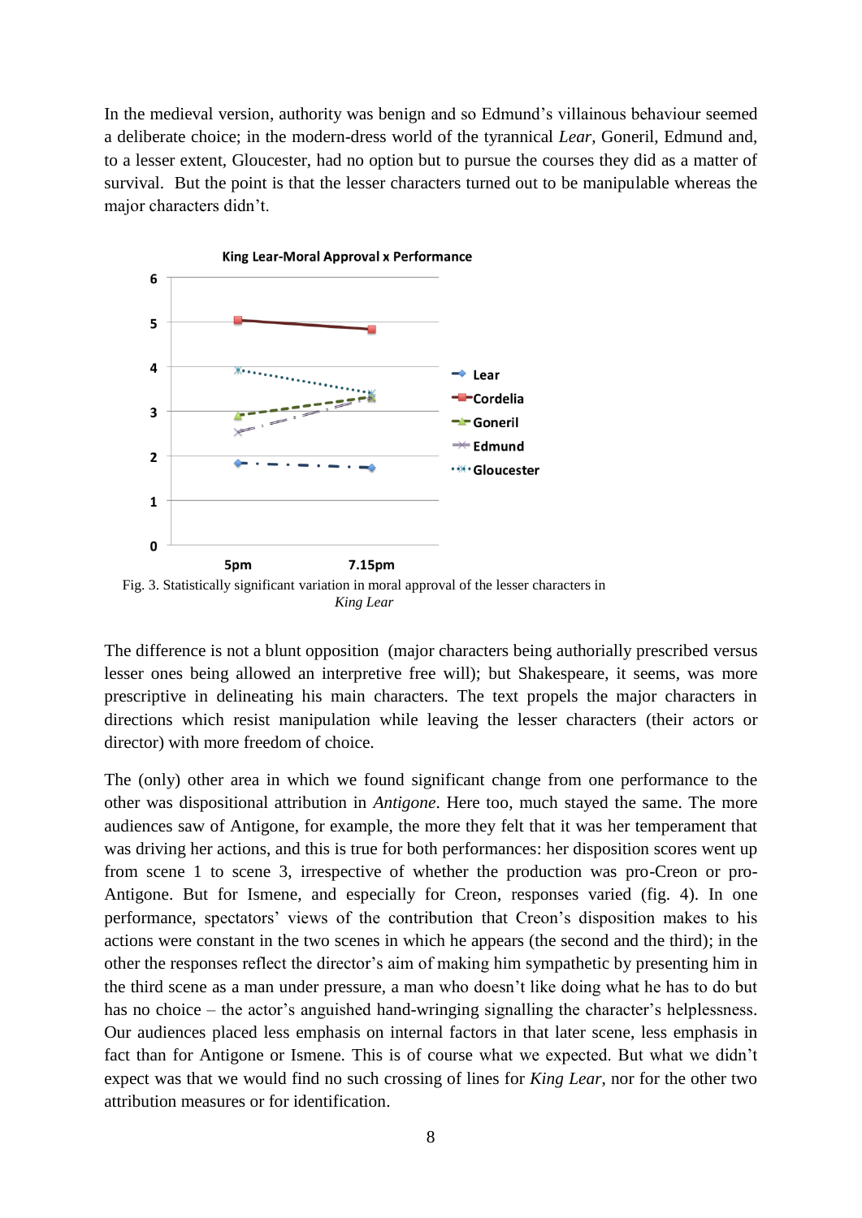In the medieval version, authority was benign and so Edmund's villainous behaviour seemed a deliberate choice; in the modern-dress world of the tyrannical *Lear*, Goneril, Edmund and, to a lesser extent, Gloucester, had no option but to pursue the courses they did as a matter of survival. But the point is that the lesser characters turned out to be manipulable whereas the major characters didn't.

Fig. 3. Statistically significant variation in moral approval of the lesser characters in *King Lear*

The difference is not a blunt opposition (major characters being authorially prescribed versus lesser ones being allowed an interpretive free will); but Shakespeare, it seems, was more prescriptive in delineating his main characters. The text propels the major characters in directions which resist manipulation while leaving the lesser characters (their actors or director) with more freedom of choice.

The (only) other area in which we found significant change from one performance to the other was dispositional attribution in *Antigone*. Here too, much stayed the same. The more audiences saw of Antigone, for example, the more they felt that it was her temperament that was driving her actions, and this is true for both performances: her disposition scores went up from scene 1 to scene 3, irrespective of whether the production was pro-Creon or pro-Antigone. But for Ismene, and especially for Creon, responses varied (fig. 4). In one performance, spectators' views of the contribution that Creon's disposition makes to his actions were constant in the two scenes in which he appears (the second and the third); in the other the responses reflect the director's aim of making him sympathetic by presenting him in the third scene as a man under pressure, a man who doesn't like doing what he has to do but has no choice – the actor's anguished hand-wringing signalling the character's helplessness. Our audiences placed less emphasis on internal factors in that later scene, less emphasis in fact than for Antigone or Ismene. This is of course what we expected. But what we didn't expect was that we would find no such crossing of lines for *King Lear*, nor for the other two attribution measures or for identification.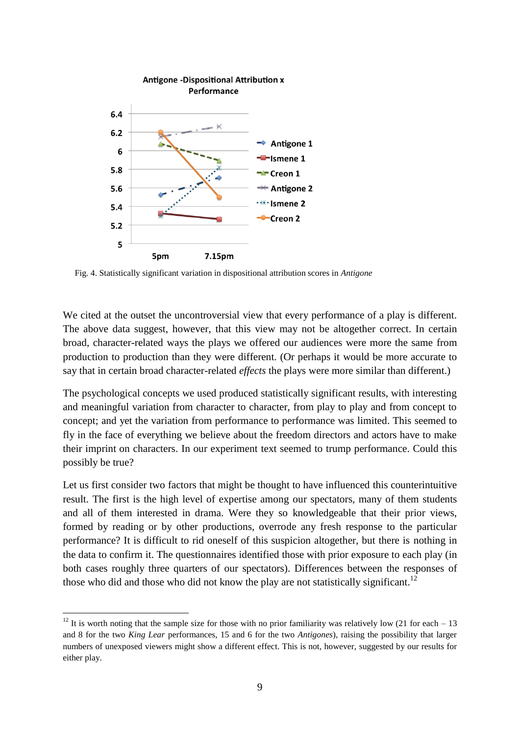Fig. 4. Statistically significant variation in dispositional attribution scores in *Antigone*

We cited at the outset the uncontroversial view that every performance of a play is different. The above data suggest, however, that this view may not be altogether correct. In certain broad, character-related ways the plays we offered our audiences were more the same from production to production than they were different. (Or perhaps it would be more accurate to say that in certain broad character-related *effects* the plays were more similar than different.)

The psychological concepts we used produced statistically significant results, with interesting and meaningful variation from character to character, from play to play and from concept to concept; and yet the variation from performance to performance was limited. This seemed to fly in the face of everything we believe about the freedom directors and actors have to make their imprint on characters. In our experiment text seemed to trump performance. Could this possibly be true?

Let us first consider two factors that might be thought to have influenced this counterintuitive result. The first is the high level of expertise among our spectators, many of them students and all of them interested in drama. Were they so knowledgeable that their prior views, formed by reading or by other productions, overrode any fresh response to the particular performance? It is difficult to rid oneself of this suspicion altogether, but there is nothing in the data to confirm it. The questionnaires identified those with prior exposure to each play (in both cases roughly three quarters of our spectators). Differences between the responses of those who did and those who did not know the play are not statistically significant.[12]

[12] It is worth noting that the sample size for those with no prior familiarity was relatively low (21 for each – 13 and 8 for the two *King Lear* performances, 15 and 6 for the two *Antigones*), raising the possibility that larger numbers of unexposed viewers might show a different effect. This is not, however, suggested by our results for either play.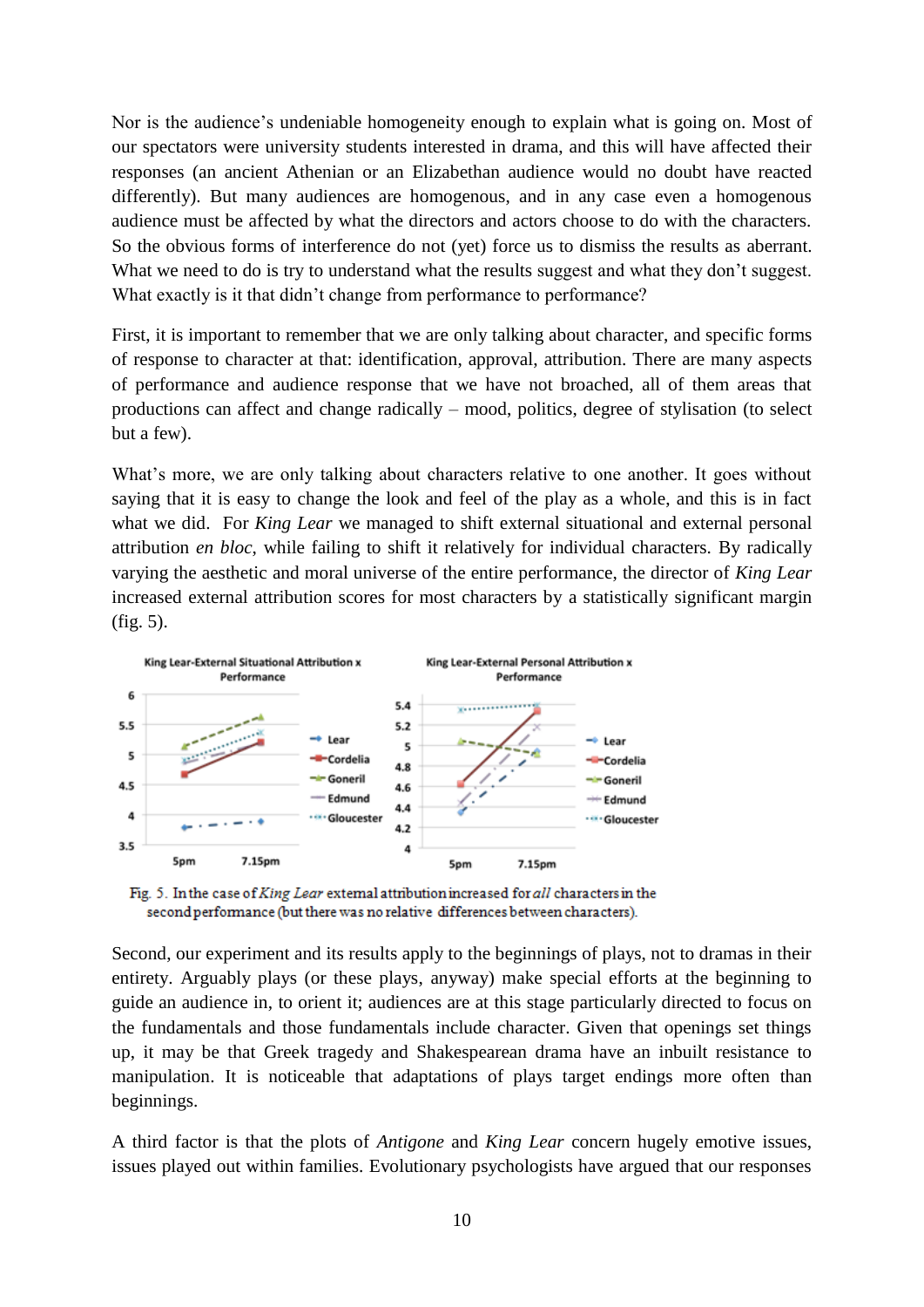Nor is the audience's undeniable homogeneity enough to explain what is going on. Most of our spectators were university students interested in drama, and this will have affected their responses (an ancient Athenian or an Elizabethan audience would no doubt have reacted differently). But many audiences are homogenous, and in any case even a homogenous audience must be affected by what the directors and actors choose to do with the characters. So the obvious forms of interference do not (yet) force us to dismiss the results as aberrant. What we need to do is try to understand what the results suggest and what they don't suggest. What exactly is it that didn't change from performance to performance?

First, it is important to remember that we are only talking about character, and specific forms of response to character at that: identification, approval, attribution. There are many aspects of performance and audience response that we have not broached, all of them areas that productions can affect and change radically – mood, politics, degree of stylisation (to select but a few).

What's more, we are only talking about characters relative to one another. It goes without saying that it is easy to change the look and feel of the play as a whole, and this is in fact what we did. For *King Lear* we managed to shift external situational and external personal attribution *en bloc*, while failing to shift it relatively for individual characters. By radically varying the aesthetic and moral universe of the entire performance, the director of *King Lear* increased external attribution scores for most characters by a statistically significant margin (fig. 5).

Fig. 5. In the case of *King Lear* external attribution increased for *all* characters in the second performance (but there was no relative differences between characters).

Second, our experiment and its results apply to the beginnings of plays, not to dramas in their entirety. Arguably plays (or these plays, anyway) make special efforts at the beginning to guide an audience in, to orient it; audiences are at this stage particularly directed to focus on the fundamentals and those fundamentals include character. Given that openings set things up, it may be that Greek tragedy and Shakespearean drama have an inbuilt resistance to manipulation. It is noticeable that adaptations of plays target endings more often than beginnings.

A third factor is that the plots of *Antigone* and *King Lear* concern hugely emotive issues, issues played out within families. Evolutionary psychologists have argued that our responses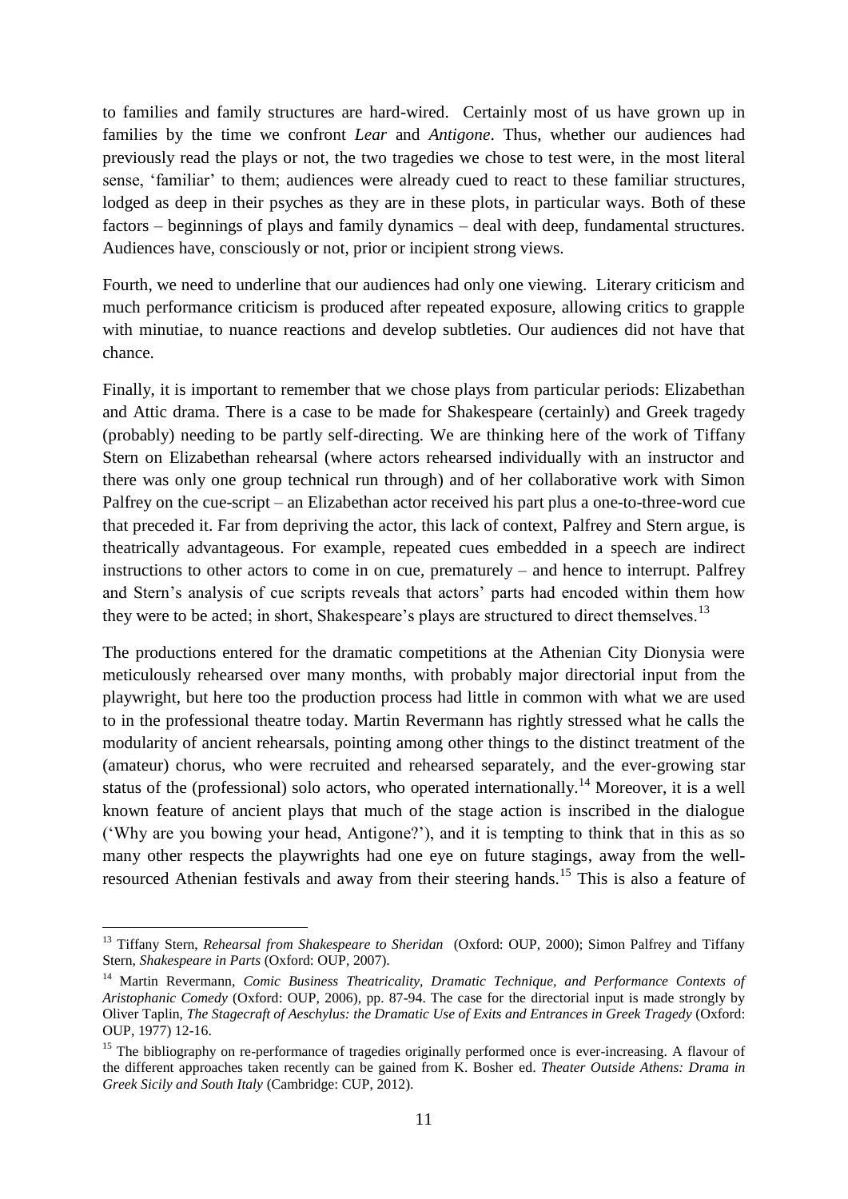to families and family structures are hard-wired. Certainly most of us have grown up in families by the time we confront *Lear* and *Antigone*. Thus, whether our audiences had previously read the plays or not, the two tragedies we chose to test were, in the most literal sense, 'familiar' to them; audiences were already cued to react to these familiar structures, lodged as deep in their psyches as they are in these plots, in particular ways. Both of these factors – beginnings of plays and family dynamics – deal with deep, fundamental structures. Audiences have, consciously or not, prior or incipient strong views.

Fourth, we need to underline that our audiences had only one viewing. Literary criticism and much performance criticism is produced after repeated exposure, allowing critics to grapple with minutiae, to nuance reactions and develop subtleties. Our audiences did not have that chance.

Finally, it is important to remember that we chose plays from particular periods: Elizabethan and Attic drama. There is a case to be made for Shakespeare (certainly) and Greek tragedy (probably) needing to be partly self-directing. We are thinking here of the work of Tiffany Stern on Elizabethan rehearsal (where actors rehearsed individually with an instructor and there was only one group technical run through) and of her collaborative work with Simon Palfrey on the cue-script – an Elizabethan actor received his part plus a one-to-three-word cue that preceded it. Far from depriving the actor, this lack of context, Palfrey and Stern argue, is theatrically advantageous. For example, repeated cues embedded in a speech are indirect instructions to other actors to come in on cue, prematurely – and hence to interrupt. Palfrey and Stern's analysis of cue scripts reveals that actors' parts had encoded within them how they were to be acted; in short, Shakespeare's plays are structured to direct themselves.[13]

The productions entered for the dramatic competitions at the Athenian City Dionysia were meticulously rehearsed over many months, with probably major directorial input from the playwright, but here too the production process had little in common with what we are used to in the professional theatre today. Martin Revermann has rightly stressed what he calls the modularity of ancient rehearsals, pointing among other things to the distinct treatment of the (amateur) chorus, who were recruited and rehearsed separately, and the ever-growing star status of the (professional) solo actors, who operated internationally.[14] Moreover, it is a well known feature of ancient plays that much of the stage action is inscribed in the dialogue ('Why are you bowing your head, Antigone?'), and it is tempting to think that in this as so many other respects the playwrights had one eye on future stagings, away from the well-resourced Athenian festivals and away from their steering hands.[15] This is also a feature of

---

[13] Tiffany Stern, *Rehearsal from Shakespeare to Sheridan* (Oxford: OUP, 2000); Simon Palfrey and Tiffany Stern, *Shakespeare in Parts* (Oxford: OUP, 2007).

[14] Martin Revermann, *Comic Business Theatricality, Dramatic Technique, and Performance Contexts of Aristophanic Comedy* (Oxford: OUP, 2006), pp. 87-94. The case for the directorial input is made strongly by Oliver Taplin, *The Stagecraft of Aeschylus: the Dramatic Use of Exits and Entrances in Greek Tragedy* (Oxford: OUP, 1977) 12-16.

[15] The bibliography on re-performance of tragedies originally performed once is ever-increasing. A flavour of the different approaches taken recently can be gained from K. Bosher ed. *Theater Outside Athens: Drama in Greek Sicily and South Italy* (Cambridge: CUP, 2012).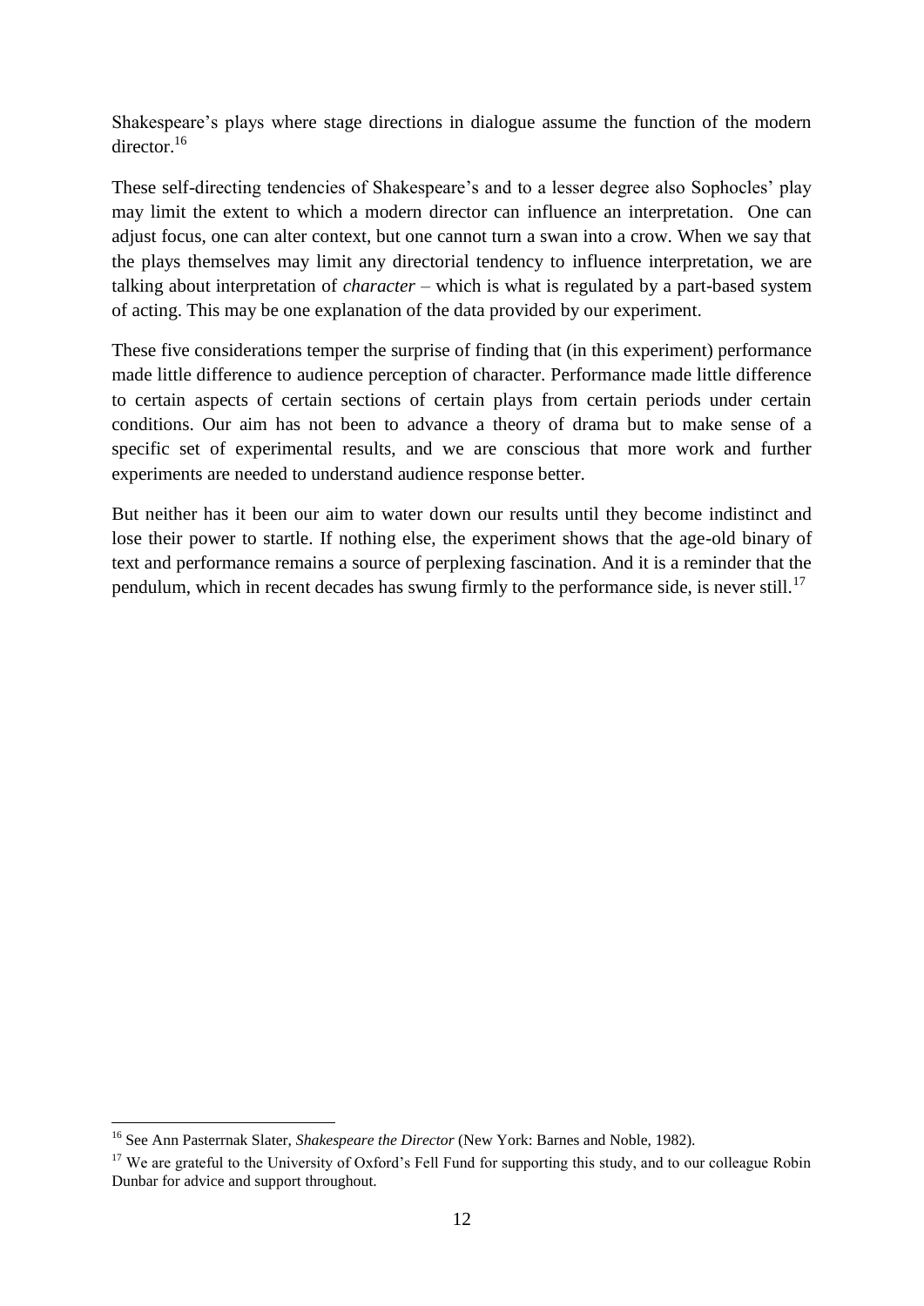Shakespeare's plays where stage directions in dialogue assume the function of the modern director.[16]

These self-directing tendencies of Shakespeare's and to a lesser degree also Sophocles' play may limit the extent to which a modern director can influence an interpretation. One can adjust focus, one can alter context, but one cannot turn a swan into a crow. When we say that the plays themselves may limit any directorial tendency to influence interpretation, we are talking about interpretation of *character* – which is what is regulated by a part-based system of acting. This may be one explanation of the data provided by our experiment.

These five considerations temper the surprise of finding that (in this experiment) performance made little difference to audience perception of character. Performance made little difference to certain aspects of certain sections of certain plays from certain periods under certain conditions. Our aim has not been to advance a theory of drama but to make sense of a specific set of experimental results, and we are conscious that more work and further experiments are needed to understand audience response better.

But neither has it been our aim to water down our results until they become indistinct and lose their power to startle. If nothing else, the experiment shows that the age-old binary of text and performance remains a source of perplexing fascination. And it is a reminder that the pendulum, which in recent decades has swung firmly to the performance side, is never still.[17]

---

[16] See Ann Pasterrnak Slater, *Shakespeare the Director* (New York: Barnes and Noble, 1982).

[17] We are grateful to the University of Oxford's Fell Fund for supporting this study, and to our colleague Robin Dunbar for advice and support throughout.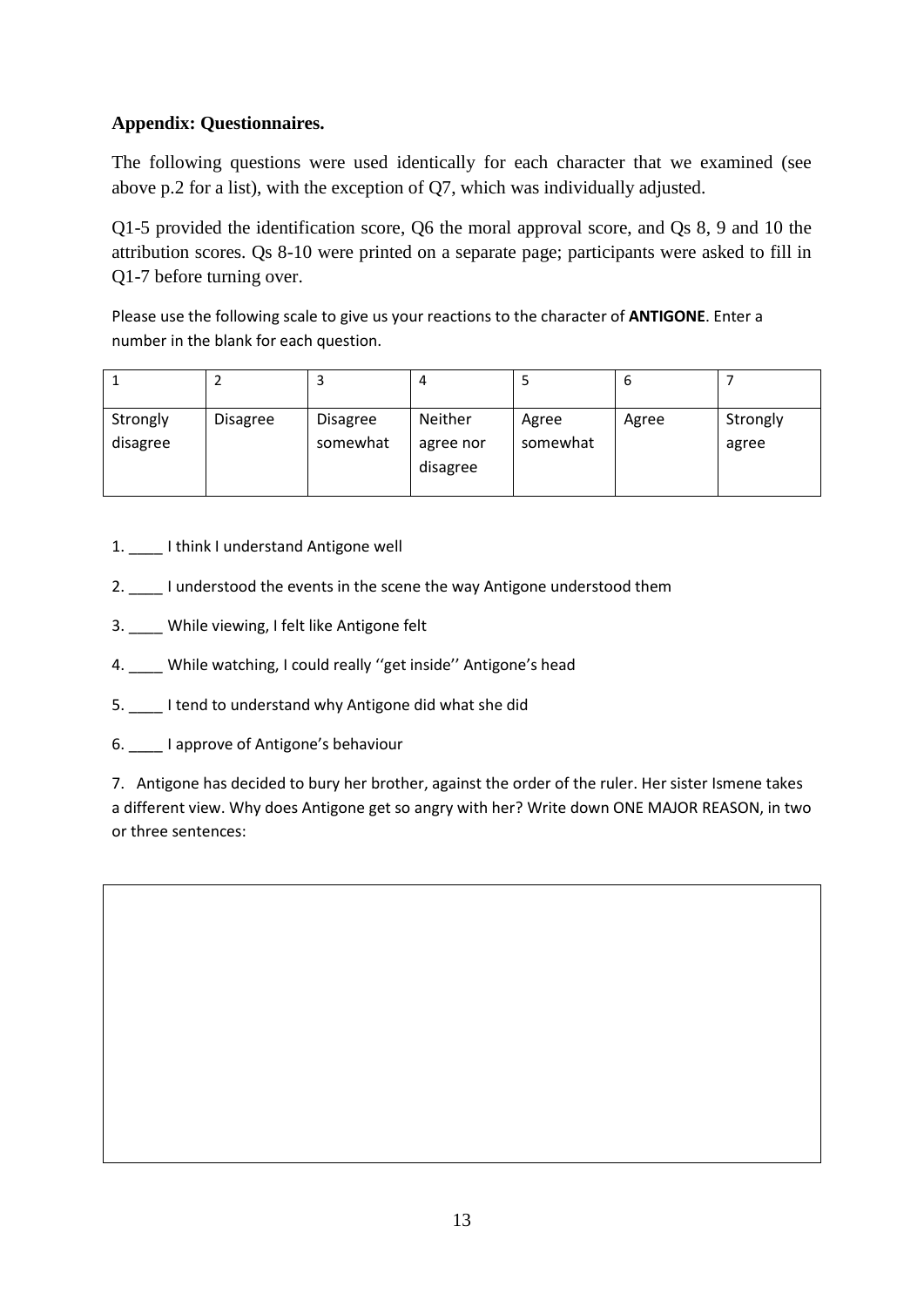**Appendix: Questionnaires.**

The following questions were used identically for each character that we examined (see above p.2 for a list), with the exception of Q7, which was individually adjusted.

Q1-5 provided the identification score, Q6 the moral approval score, and Qs 8, 9 and 10 the attribution scores. Qs 8-10 were printed on a separate page; participants were asked to fill in Q1-7 before turning over.

Please use the following scale to give us your reactions to the character of **ANTIGONE**. Enter a number in the blank for each question.

| 1 | 2 | 3 | 4 | 5 | 6 | 7 |
|---|---|---|---|---|---|---|
| Strongly disagree | Disagree | Disagree somewhat | Neither agree nor disagree | Agree somewhat | Agree | Strongly agree |

1. ____ I think I understand Antigone well

2. ____ I understood the events in the scene the way Antigone understood them

3. ____ While viewing, I felt like Antigone felt

4. ____ While watching, I could really ‘‘get inside’’ Antigone’s head

5. ____ I tend to understand why Antigone did what she did

6. ____ I approve of Antigone’s behaviour

7. Antigone has decided to bury her brother, against the order of the ruler. Her sister Ismene takes a different view. Why does Antigone get so angry with her? Write down ONE MAJOR REASON, in two or three sentences:

| |
|---|
| |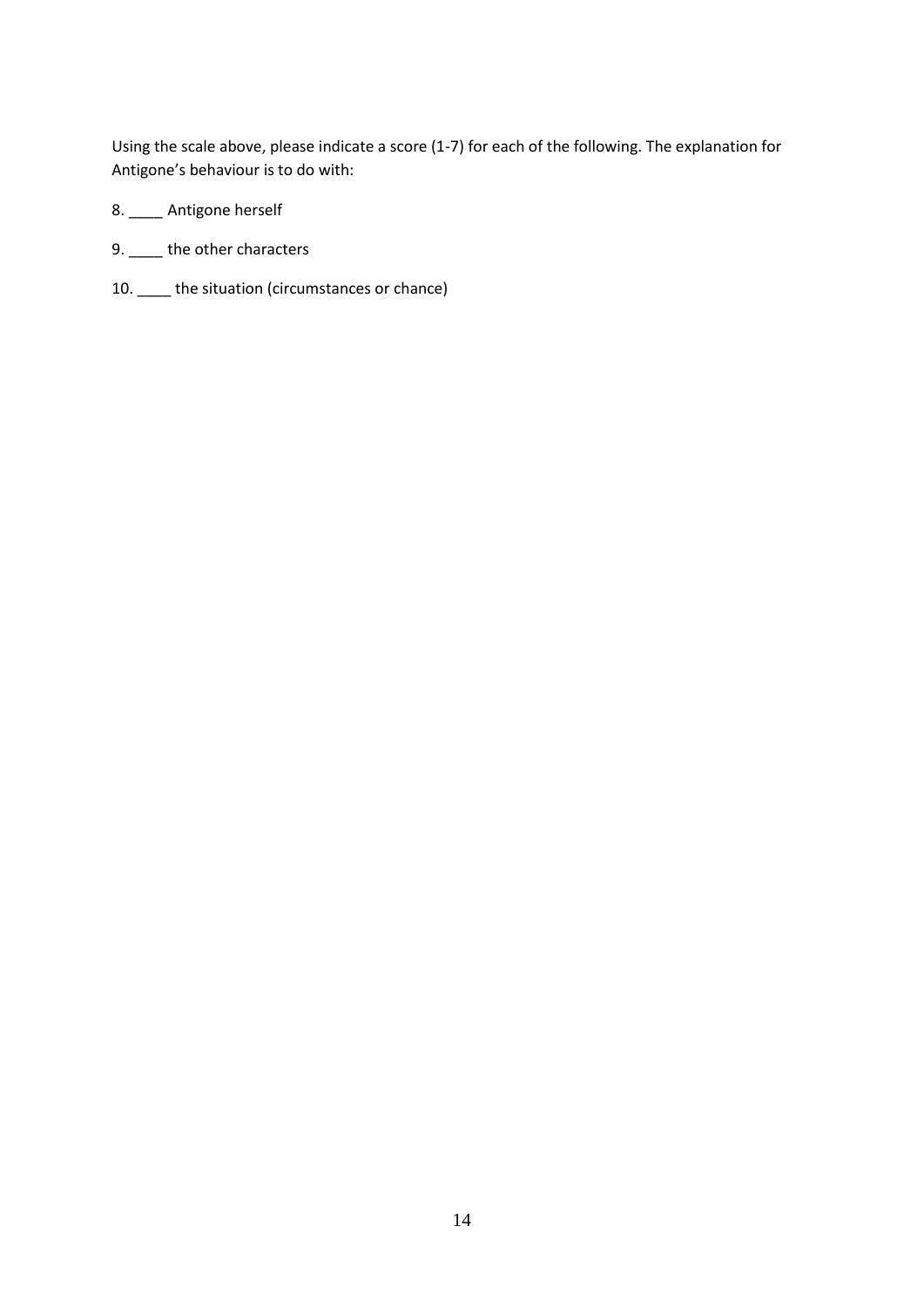Using the scale above, please indicate a score (1-7) for each of the following. The explanation for Antigone's behaviour is to do with:

8. ____ Antigone herself

9. ____ the other characters

10. ____ the situation (circumstances or chance)